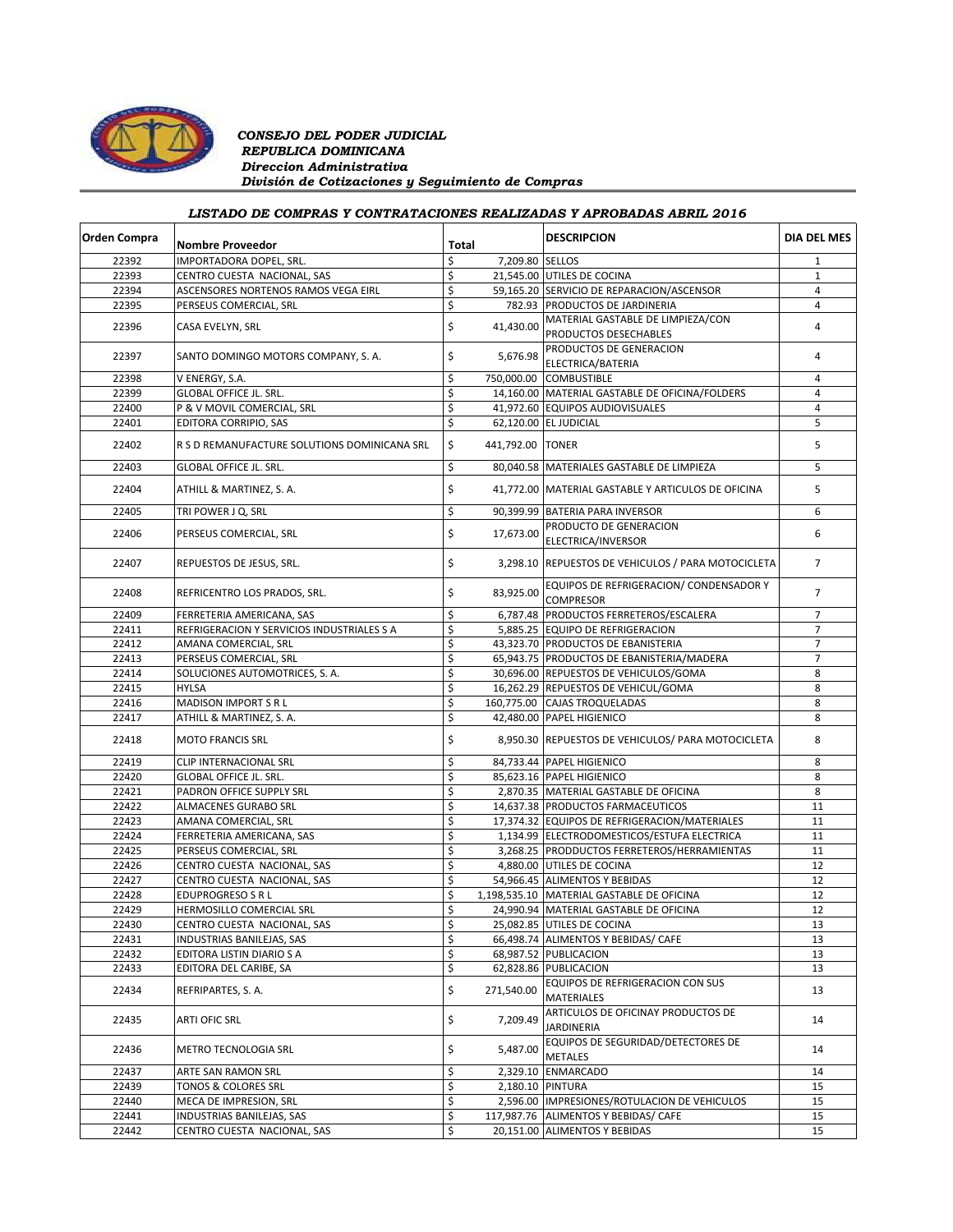*CONSEJO DEL PODER JUDICIAL*
*REPUBLICA DOMINICANA*
*Direccion Administrativa*
*División de Cotizaciones y Seguimiento de Compras*

### *LISTADO DE COMPRAS Y CONTRATACIONES REALIZADAS Y APROBADAS ABRIL 2016*

| Orden Compra | Nombre Proveedor | Total | DESCRIPCION | DIA DEL MES |
|---|---|---|---|---|
| 22392 | IMPORTADORA DOPEL, SRL. | $ 7,209.80 | SELLOS | 1 |
| 22393 | CENTRO CUESTA NACIONAL, SAS | $ 21,545.00 | UTILES DE COCINA | 1 |
| 22394 | ASCENSORES NORTENOS RAMOS VEGA EIRL | $ 59,165.20 | SERVICIO DE REPARACION/ASCENSOR | 4 |
| 22395 | PERSEUS COMERCIAL, SRL | $ 782.93 | PRODUCTOS DE JARDINERIA | 4 |
| 22396 | CASA EVELYN, SRL | $ 41,430.00 | MATERIAL GASTABLE DE LIMPIEZA/CON PRODUCTOS DESECHABLES | 4 |
| 22397 | SANTO DOMINGO MOTORS COMPANY, S. A. | $ 5,676.98 | PRODUCTOS DE GENERACION ELECTRICA/BATERIA | 4 |
| 22398 | V ENERGY, S.A. | $ 750,000.00 | COMBUSTIBLE | 4 |
| 22399 | GLOBAL OFFICE JL. SRL. | $ 14,160.00 | MATERIAL GASTABLE DE OFICINA/FOLDERS | 4 |
| 22400 | P & V MOVIL COMERCIAL, SRL | $ 41,972.60 | EQUIPOS AUDIOVISUALES | 4 |
| 22401 | EDITORA CORRIPIO, SAS | $ 62,120.00 | EL JUDICIAL | 5 |
| 22402 | R S D REMANUFACTURE SOLUTIONS DOMINICANA SRL | $ 441,792.00 | TONER | 5 |
| 22403 | GLOBAL OFFICE JL. SRL. | $ 80,040.58 | MATERIALES GASTABLE DE LIMPIEZA | 5 |
| 22404 | ATHILL & MARTINEZ, S. A. | $ 41,772.00 | MATERIAL GASTABLE Y ARTICULOS DE OFICINA | 5 |
| 22405 | TRI POWER J Q, SRL | $ 90,399.99 | BATERIA PARA INVERSOR | 6 |
| 22406 | PERSEUS COMERCIAL, SRL | $ 17,673.00 | PRODUCTO DE GENERACION ELECTRICA/INVERSOR | 6 |
| 22407 | REPUESTOS DE JESUS, SRL. | $ 3,298.10 | REPUESTOS DE VEHICULOS / PARA MOTOCICLETA | 7 |
| 22408 | REFRICENTRO LOS PRADOS, SRL. | $ 83,925.00 | EQUIPOS DE REFRIGERACION/ CONDENSADOR Y COMPRESOR | 7 |
| 22409 | FERRETERIA AMERICANA, SAS | $ 6,787.48 | PRODUCTOS FERRETEROS/ESCALERA | 7 |
| 22411 | REFRIGERACION Y SERVICIOS INDUSTRIALES S A | $ 5,885.25 | EQUIPO DE REFRIGERACION | 7 |
| 22412 | AMANA COMERCIAL, SRL | $ 43,323.70 | PRODUCTOS DE EBANISTERIA | 7 |
| 22413 | PERSEUS COMERCIAL, SRL | $ 65,943.75 | PRODUCTOS DE EBANISTERIA/MADERA | 7 |
| 22414 | SOLUCIONES AUTOMOTRICES, S. A. | $ 30,696.00 | REPUESTOS DE VEHICULOS/GOMA | 8 |
| 22415 | HYLSA | $ 16,262.29 | REPUESTOS DE VEHICUL/GOMA | 8 |
| 22416 | MADISON IMPORT S R L | $ 160,775.00 | CAJAS TROQUELADAS | 8 |
| 22417 | ATHILL & MARTINEZ, S. A. | $ 42,480.00 | PAPEL HIGIENICO | 8 |
| 22418 | MOTO FRANCIS SRL | $ 8,950.30 | REPUESTOS DE VEHICULOS/ PARA MOTOCICLETA | 8 |
| 22419 | CLIP INTERNACIONAL SRL | $ 84,733.44 | PAPEL HIGIENICO | 8 |
| 22420 | GLOBAL OFFICE JL. SRL. | $ 85,623.16 | PAPEL HIGIENICO | 8 |
| 22421 | PADRON OFFICE SUPPLY SRL | $ 2,870.35 | MATERIAL GASTABLE DE OFICINA | 8 |
| 22422 | ALMACENES GURABO SRL | $ 14,637.38 | PRODUCTOS FARMACEUTICOS | 11 |
| 22423 | AMANA COMERCIAL, SRL | $ 17,374.32 | EQUIPOS DE REFRIGERACION/MATERIALES | 11 |
| 22424 | FERRETERIA AMERICANA, SAS | $ 1,134.99 | ELECTRODOMESTICOS/ESTUFA ELECTRICA | 11 |
| 22425 | PERSEUS COMERCIAL, SRL | $ 3,268.25 | PRODDUCTOS FERRETEROS/HERRAMIENTAS | 11 |
| 22426 | CENTRO CUESTA NACIONAL, SAS | $ 4,880.00 | UTILES DE COCINA | 12 |
| 22427 | CENTRO CUESTA NACIONAL, SAS | $ 54,966.45 | ALIMENTOS Y BEBIDAS | 12 |
| 22428 | EDUPROGRESO S R L | $ 1,198,535.10 | MATERIAL GASTABLE DE OFICINA | 12 |
| 22429 | HERMOSILLO COMERCIAL SRL | $ 24,990.94 | MATERIAL GASTABLE DE OFICINA | 12 |
| 22430 | CENTRO CUESTA NACIONAL, SAS | $ 25,082.85 | UTILES DE COCINA | 13 |
| 22431 | INDUSTRIAS BANILEJAS, SAS | $ 66,498.74 | ALIMENTOS Y BEBIDAS/ CAFE | 13 |
| 22432 | EDITORA LISTIN DIARIO S A | $ 68,987.52 | PUBLICACION | 13 |
| 22433 | EDITORA DEL CARIBE, SA | $ 62,828.86 | PUBLICACION | 13 |
| 22434 | REFRIPARTES, S. A. | $ 271,540.00 | EQUIPOS DE REFRIGERACION CON SUS MATERIALES | 13 |
| 22435 | ARTI OFIC SRL | $ 7,209.49 | ARTICULOS DE OFICINAY PRODUCTOS DE JARDINERIA | 14 |
| 22436 | METRO TECNOLOGIA SRL | $ 5,487.00 | EQUIPOS DE SEGURIDAD/DETECTORES DE METALES | 14 |
| 22437 | ARTE SAN RAMON SRL | $ 2,329.10 | ENMARCADO | 14 |
| 22439 | TONOS & COLORES SRL | $ 2,180.10 | PINTURA | 15 |
| 22440 | MECA DE IMPRESION, SRL | $ 2,596.00 | IMPRESIONES/ROTULACION DE VEHICULOS | 15 |
| 22441 | INDUSTRIAS BANILEJAS, SAS | $ 117,987.76 | ALIMENTOS Y BEBIDAS/ CAFE | 15 |
| 22442 | CENTRO CUESTA NACIONAL, SAS | $ 20,151.00 | ALIMENTOS Y BEBIDAS | 15 |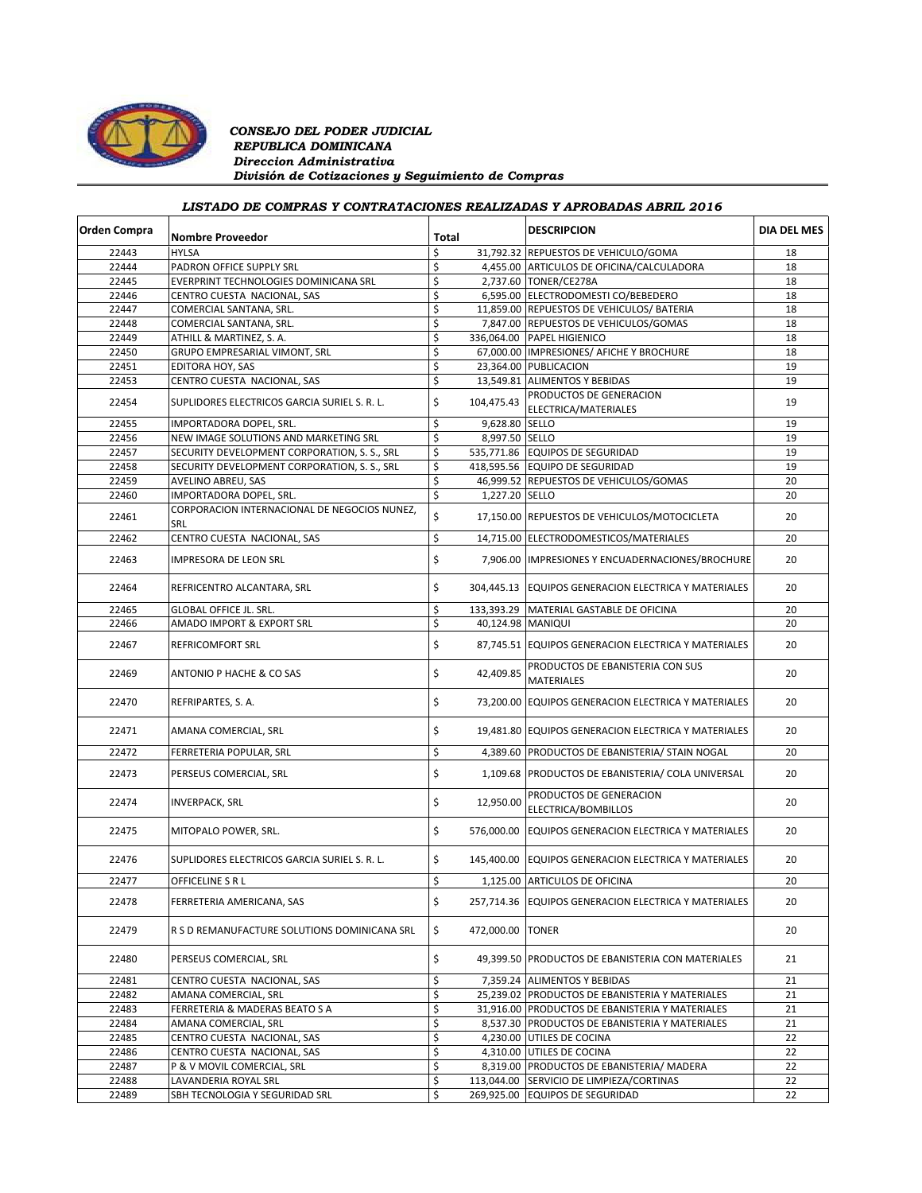*CONSEJO DEL PODER JUDICIAL*
*REPUBLICA DOMINICANA*
*Direccion Administrativa*
*División de Cotizaciones y Seguimiento de Compras*

### *LISTADO DE COMPRAS Y CONTRATACIONES REALIZADAS Y APROBADAS ABRIL 2016*

| Orden Compra | Nombre Proveedor | Total | | DESCRIPCION | DIA DEL MES |
|---|---|---|---|---|---|
| 22443 | HYLSA | $ | 31,792.32 | REPUESTOS DE VEHICULO/GOMA | 18 |
| 22444 | PADRON OFFICE SUPPLY SRL | $ | 4,455.00 | ARTICULOS DE OFICINA/CALCULADORA | 18 |
| 22445 | EVERPRINT TECHNOLOGIES DOMINICANA SRL | $ | 2,737.60 | TONER/CE278A | 18 |
| 22446 | CENTRO CUESTA NACIONAL, SAS | $ | 6,595.00 | ELECTRODOMESTI CO/BEBEDERO | 18 |
| 22447 | COMERCIAL SANTANA, SRL. | $ | 11,859.00 | REPUESTOS DE VEHICULOS/ BATERIA | 18 |
| 22448 | COMERCIAL SANTANA, SRL. | $ | 7,847.00 | REPUESTOS DE VEHICULOS/GOMAS | 18 |
| 22449 | ATHILL & MARTINEZ, S. A. | $ | 336,064.00 | PAPEL HIGIENICO | 18 |
| 22450 | GRUPO EMPRESARIAL VIMONT, SRL | $ | 67,000.00 | IMPRESIONES/ AFICHE Y BROCHURE | 18 |
| 22451 | EDITORA HOY, SAS | $ | 23,364.00 | PUBLICACION | 19 |
| 22453 | CENTRO CUESTA NACIONAL, SAS | $ | 13,549.81 | ALIMENTOS Y BEBIDAS | 19 |
| 22454 | SUPLIDORES ELECTRICOS GARCIA SURIEL S. R. L. | $ | 104,475.43 | PRODUCTOS DE GENERACION ELECTRICA/MATERIALES | 19 |
| 22455 | IMPORTADORA DOPEL, SRL. | $ | 9,628.80 | SELLO | 19 |
| 22456 | NEW IMAGE SOLUTIONS AND MARKETING SRL | $ | 8,997.50 | SELLO | 19 |
| 22457 | SECURITY DEVELOPMENT CORPORATION, S. S., SRL | $ | 535,771.86 | EQUIPOS DE SEGURIDAD | 19 |
| 22458 | SECURITY DEVELOPMENT CORPORATION, S. S., SRL | $ | 418,595.56 | EQUIPO DE SEGURIDAD | 19 |
| 22459 | AVELINO ABREU, SAS | $ | 46,999.52 | REPUESTOS DE VEHICULOS/GOMAS | 20 |
| 22460 | IMPORTADORA DOPEL, SRL. | $ | 1,227.20 | SELLO | 20 |
| 22461 | CORPORACION INTERNACIONAL DE NEGOCIOS NUNEZ, SRL | $ | 17,150.00 | REPUESTOS DE VEHICULOS/MOTOCICLETA | 20 |
| 22462 | CENTRO CUESTA NACIONAL, SAS | $ | 14,715.00 | ELECTRODOMESTICOS/MATERIALES | 20 |
| 22463 | IMPRESORA DE LEON SRL | $ | 7,906.00 | IMPRESIONES Y ENCUADERNACIONES/BROCHURE | 20 |
| 22464 | REFRICENTRO ALCANTARA, SRL | $ | 304,445.13 | EQUIPOS GENERACION ELECTRICA Y MATERIALES | 20 |
| 22465 | GLOBAL OFFICE JL. SRL. | $ | 133,393.29 | MATERIAL GASTABLE DE OFICINA | 20 |
| 22466 | AMADO IMPORT & EXPORT SRL | $ | 40,124.98 | MANIQUI | 20 |
| 22467 | REFRICOMFORT SRL | $ | 87,745.51 | EQUIPOS GENERACION ELECTRICA Y MATERIALES | 20 |
| 22469 | ANTONIO P HACHE & CO SAS | $ | 42,409.85 | PRODUCTOS DE EBANISTERIA CON SUS MATERIALES | 20 |
| 22470 | REFRIPARTES, S. A. | $ | 73,200.00 | EQUIPOS GENERACION ELECTRICA Y MATERIALES | 20 |
| 22471 | AMANA COMERCIAL, SRL | $ | 19,481.80 | EQUIPOS GENERACION ELECTRICA Y MATERIALES | 20 |
| 22472 | FERRETERIA POPULAR, SRL | $ | 4,389.60 | PRODUCTOS DE EBANISTERIA/ STAIN NOGAL | 20 |
| 22473 | PERSEUS COMERCIAL, SRL | $ | 1,109.68 | PRODUCTOS DE EBANISTERIA/ COLA UNIVERSAL | 20 |
| 22474 | INVERPACK, SRL | $ | 12,950.00 | PRODUCTOS DE GENERACION ELECTRICA/BOMBILLOS | 20 |
| 22475 | MITOPALO POWER, SRL. | $ | 576,000.00 | EQUIPOS GENERACION ELECTRICA Y MATERIALES | 20 |
| 22476 | SUPLIDORES ELECTRICOS GARCIA SURIEL S. R. L. | $ | 145,400.00 | EQUIPOS GENERACION ELECTRICA Y MATERIALES | 20 |
| 22477 | OFFICELINE S R L | $ | 1,125.00 | ARTICULOS DE OFICINA | 20 |
| 22478 | FERRETERIA AMERICANA, SAS | $ | 257,714.36 | EQUIPOS GENERACION ELECTRICA Y MATERIALES | 20 |
| 22479 | R S D REMANUFACTURE SOLUTIONS DOMINICANA SRL | $ | 472,000.00 | TONER | 20 |
| 22480 | PERSEUS COMERCIAL, SRL | $ | 49,399.50 | PRODUCTOS DE EBANISTERIA CON MATERIALES | 21 |
| 22481 | CENTRO CUESTA NACIONAL, SAS | $ | 7,359.24 | ALIMENTOS Y BEBIDAS | 21 |
| 22482 | AMANA COMERCIAL, SRL | $ | 25,239.02 | PRODUCTOS DE EBANISTERIA Y MATERIALES | 21 |
| 22483 | FERRETERIA & MADERAS BEATO S A | $ | 31,916.00 | PRODUCTOS DE EBANISTERIA Y MATERIALES | 21 |
| 22484 | AMANA COMERCIAL, SRL | $ | 8,537.30 | PRODUCTOS DE EBANISTERIA Y MATERIALES | 21 |
| 22485 | CENTRO CUESTA NACIONAL, SAS | $ | 4,230.00 | UTILES DE COCINA | 22 |
| 22486 | CENTRO CUESTA NACIONAL, SAS | $ | 4,310.00 | UTILES DE COCINA | 22 |
| 22487 | P & V MOVIL COMERCIAL, SRL | $ | 8,319.00 | PRODUCTOS DE EBANISTERIA/ MADERA | 22 |
| 22488 | LAVANDERIA ROYAL SRL | $ | 113,044.00 | SERVICIO DE LIMPIEZA/CORTINAS | 22 |
| 22489 | SBH TECNOLOGIA Y SEGURIDAD SRL | $ | 269,925.00 | EQUIPOS DE SEGURIDAD | 22 |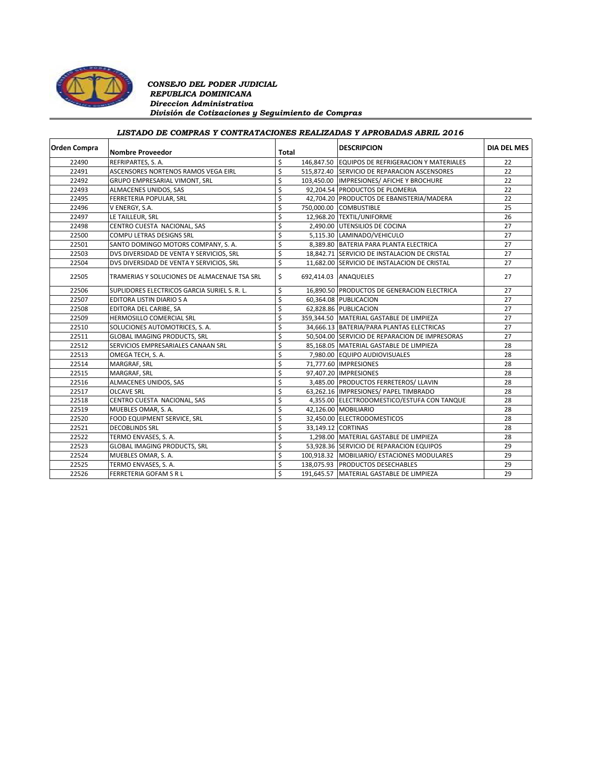*CONSEJO DEL PODER JUDICIAL*
*REPUBLICA DOMINICANA*
*Direccion Administrativa*
*División de Cotizaciones y Seguimiento de Compras*

### *LISTADO DE COMPRAS Y CONTRATACIONES REALIZADAS Y APROBADAS ABRIL 2016*

| Orden Compra | Nombre Proveedor | Total | DESCRIPCION | DIA DEL MES |
|---|---|---|---|---|
| 22490 | REFRIPARTES, S. A. | $ 146,847.50 | EQUIPOS DE REFRIGERACION Y MATERIALES | 22 |
| 22491 | ASCENSORES NORTENOS RAMOS VEGA EIRL | $ 515,872.40 | SERVICIO DE REPARACION ASCENSORES | 22 |
| 22492 | GRUPO EMPRESARIAL VIMONT, SRL | $ 103,450.00 | IMPRESIONES/ AFICHE Y BROCHURE | 22 |
| 22493 | ALMACENES UNIDOS, SAS | $ 92,204.54 | PRODUCTOS DE PLOMERIA | 22 |
| 22495 | FERRETERIA POPULAR, SRL | $ 42,704.20 | PRODUCTOS DE EBANISTERIA/MADERA | 22 |
| 22496 | V ENERGY, S.A. | $ 750,000.00 | COMBUSTIBLE | 25 |
| 22497 | LE TAILLEUR, SRL | $ 12,968.20 | TEXTIL/UNIFORME | 26 |
| 22498 | CENTRO CUESTA NACIONAL, SAS | $ 2,490.00 | UTENSILIOS DE COCINA | 27 |
| 22500 | COMPU LETRAS DESIGNS SRL | $ 5,115.30 | LAMINADO/VEHICULO | 27 |
| 22501 | SANTO DOMINGO MOTORS COMPANY, S. A. | $ 8,389.80 | BATERIA PARA PLANTA ELECTRICA | 27 |
| 22503 | DVS DIVERSIDAD DE VENTA Y SERVICIOS, SRL | $ 18,842.71 | SERVICIO DE INSTALACION DE CRISTAL | 27 |
| 22504 | DVS DIVERSIDAD DE VENTA Y SERVICIOS, SRL | $ 11,682.00 | SERVICIO DE INSTALACION DE CRISTAL | 27 |
| 22505 | TRAMERIAS Y SOLUCIONES DE ALMACENAJE TSA SRL | $ 692,414.03 | ANAQUELES | 27 |
| 22506 | SUPLIDORES ELECTRICOS GARCIA SURIEL S. R. L. | $ 16,890.50 | PRODUCTOS DE GENERACION ELECTRICA | 27 |
| 22507 | EDITORA LISTIN DIARIO S A | $ 60,364.08 | PUBLICACION | 27 |
| 22508 | EDITORA DEL CARIBE, SA | $ 62,828.86 | PUBLICACION | 27 |
| 22509 | HERMOSILLO COMERCIAL SRL | $ 359,344.50 | MATERIAL GASTABLE DE LIMPIEZA | 27 |
| 22510 | SOLUCIONES AUTOMOTRICES, S. A. | $ 34,666.13 | BATERIA/PARA PLANTAS ELECTRICAS | 27 |
| 22511 | GLOBAL IMAGING PRODUCTS, SRL | $ 50,504.00 | SERVICIO DE REPARACION DE IMPRESORAS | 27 |
| 22512 | SERVICIOS EMPRESARIALES CANAAN SRL | $ 85,168.05 | MATERIAL GASTABLE DE LIMPIEZA | 28 |
| 22513 | OMEGA TECH, S. A. | $ 7,980.00 | EQUIPO AUDIOVISUALES | 28 |
| 22514 | MARGRAF, SRL | $ 71,777.60 | IMPRESIONES | 28 |
| 22515 | MARGRAF, SRL | $ 97,407.20 | IMPRESIONES | 28 |
| 22516 | ALMACENES UNIDOS, SAS | $ 3,485.00 | PRODUCTOS FERRETEROS/ LLAVIN | 28 |
| 22517 | OLCAVE SRL | $ 63,262.16 | IMPRESIONES/ PAPEL TIMBRADO | 28 |
| 22518 | CENTRO CUESTA NACIONAL, SAS | $ 4,355.00 | ELECTRODOMESTICO/ESTUFA CON TANQUE | 28 |
| 22519 | MUEBLES OMAR, S. A. | $ 42,126.00 | MOBILIARIO | 28 |
| 22520 | FOOD EQUIPMENT SERVICE, SRL | $ 32,450.00 | ELECTRODOMESTICOS | 28 |
| 22521 | DECOBLINDS SRL | $ 33,149.12 | CORTINAS | 28 |
| 22522 | TERMO ENVASES, S. A. | $ 1,298.00 | MATERIAL GASTABLE DE LIMPIEZA | 28 |
| 22523 | GLOBAL IMAGING PRODUCTS, SRL | $ 53,928.36 | SERVICIO DE REPARACION EQUIPOS | 29 |
| 22524 | MUEBLES OMAR, S. A. | $ 100,918.32 | MOBILIARIO/ ESTACIONES MODULARES | 29 |
| 22525 | TERMO ENVASES, S. A. | $ 138,075.93 | PRODUCTOS DESECHABLES | 29 |
| 22526 | FERRETERIA GOFAM S R L | $ 191,645.57 | MATERIAL GASTABLE DE LIMPIEZA | 29 |